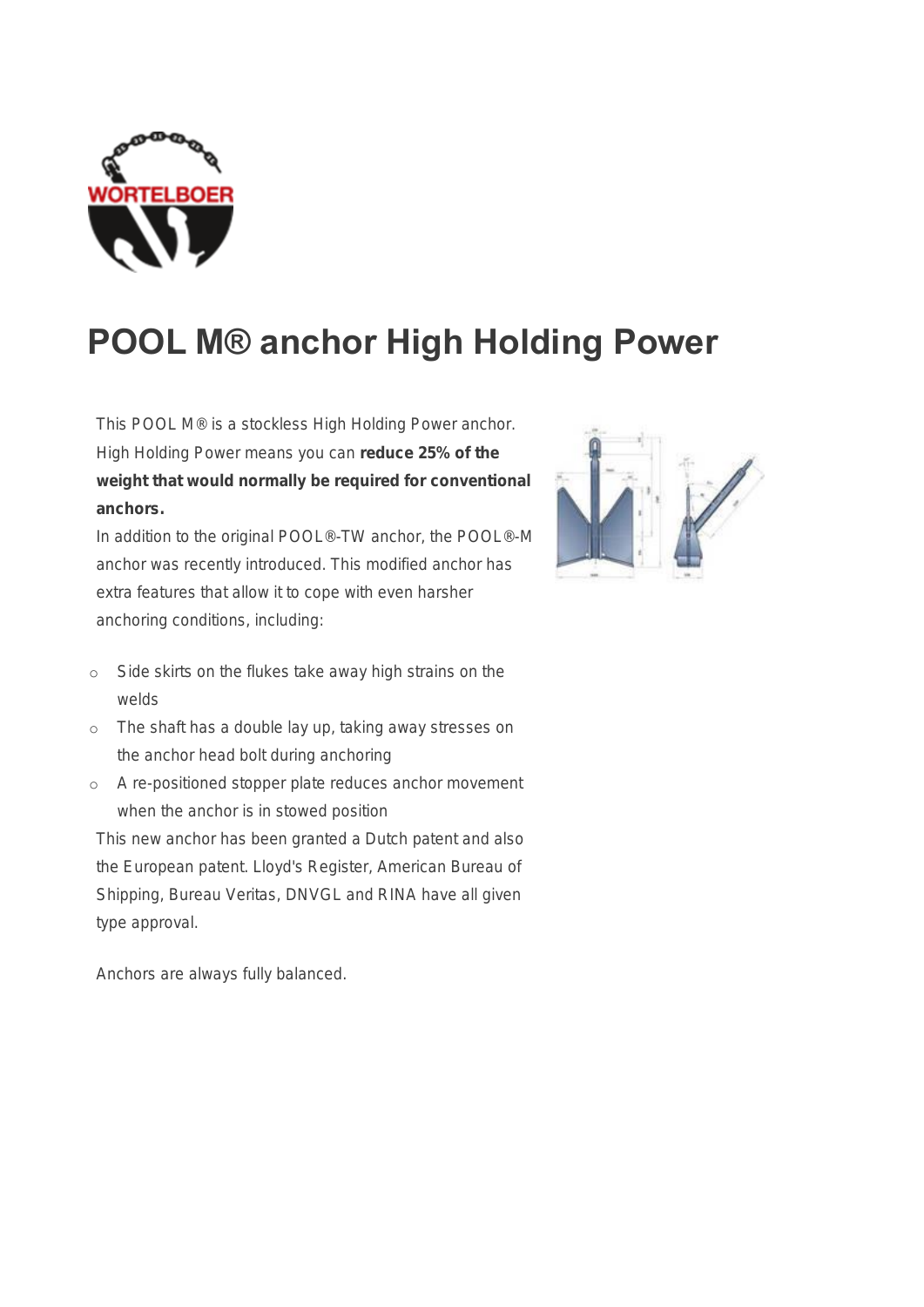# POOL M® anchor High Holding Power

This POOL M® is a stockless High Holding Power anchor. High Holding Power means you can **reduce 25% of the weight that would normally be required for conventional anchors.**

In addition to the original POOL®-TW anchor, the POOL®-M anchor was recently introduced. This modified anchor has extra features that allow it to cope with even harsher anchoring conditions, including:

- Side skirts on the flukes take away high strains on the welds
- The shaft has a double lay up, taking away stresses on the anchor head bolt during anchoring
- A re-positioned stopper plate reduces anchor movement when the anchor is in stowed position

This new anchor has been granted a Dutch patent and also the European patent. Lloyd's Register, American Bureau of Shipping, Bureau Veritas, DNVGL and RINA have all given type approval.

Anchors are always fully balanced.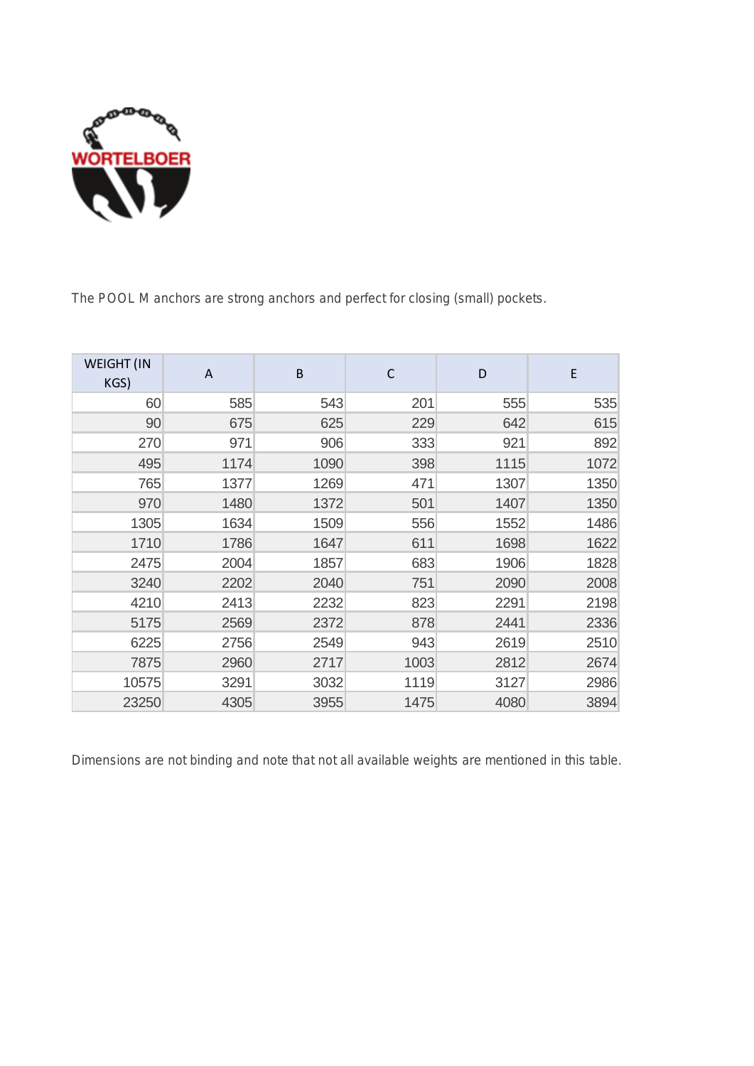WORTELBOER

The POOL M anchors are strong anchors and perfect for closing (small) pockets.

| WEIGHT (IN KGS) | A | B | C | D | E |
|---|---|---|---|---|---|
| 60 | 585 | 543 | 201 | 555 | 535 |
| 90 | 675 | 625 | 229 | 642 | 615 |
| 270 | 971 | 906 | 333 | 921 | 892 |
| 495 | 1174 | 1090 | 398 | 1115 | 1072 |
| 765 | 1377 | 1269 | 471 | 1307 | 1350 |
| 970 | 1480 | 1372 | 501 | 1407 | 1350 |
| 1305 | 1634 | 1509 | 556 | 1552 | 1486 |
| 1710 | 1786 | 1647 | 611 | 1698 | 1622 |
| 2475 | 2004 | 1857 | 683 | 1906 | 1828 |
| 3240 | 2202 | 2040 | 751 | 2090 | 2008 |
| 4210 | 2413 | 2232 | 823 | 2291 | 2198 |
| 5175 | 2569 | 2372 | 878 | 2441 | 2336 |
| 6225 | 2756 | 2549 | 943 | 2619 | 2510 |
| 7875 | 2960 | 2717 | 1003 | 2812 | 2674 |
| 10575 | 3291 | 3032 | 1119 | 3127 | 2986 |
| 23250 | 4305 | 3955 | 1475 | 4080 | 3894 |

Dimensions are not binding and note that not all available weights are mentioned in this table.